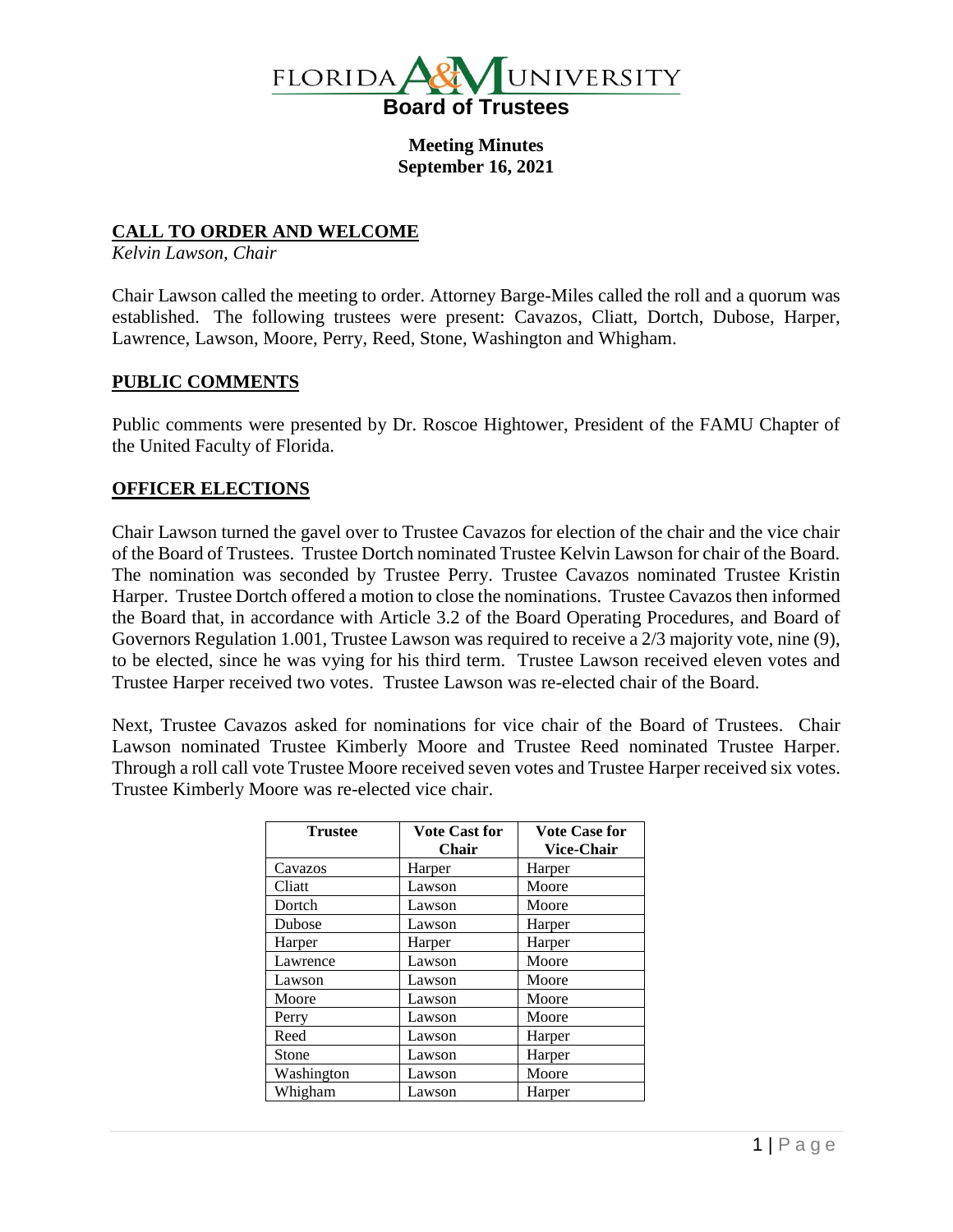# FLORIDA A&M UNIVERSITY
## Board of Trustees

**Meeting Minutes**
**September 16, 2021**

## CALL TO ORDER AND WELCOME

*Kelvin Lawson, Chair*

Chair Lawson called the meeting to order. Attorney Barge-Miles called the roll and a quorum was established. The following trustees were present: Cavazos, Cliatt, Dortch, Dubose, Harper, Lawrence, Lawson, Moore, Perry, Reed, Stone, Washington and Whigham.

## PUBLIC COMMENTS

Public comments were presented by Dr. Roscoe Hightower, President of the FAMU Chapter of the United Faculty of Florida.

## OFFICER ELECTIONS

Chair Lawson turned the gavel over to Trustee Cavazos for election of the chair and the vice chair of the Board of Trustees. Trustee Dortch nominated Trustee Kelvin Lawson for chair of the Board. The nomination was seconded by Trustee Perry. Trustee Cavazos nominated Trustee Kristin Harper. Trustee Dortch offered a motion to close the nominations. Trustee Cavazos then informed the Board that, in accordance with Article 3.2 of the Board Operating Procedures, and Board of Governors Regulation 1.001, Trustee Lawson was required to receive a 2/3 majority vote, nine (9), to be elected, since he was vying for his third term. Trustee Lawson received eleven votes and Trustee Harper received two votes. Trustee Lawson was re-elected chair of the Board.

Next, Trustee Cavazos asked for nominations for vice chair of the Board of Trustees. Chair Lawson nominated Trustee Kimberly Moore and Trustee Reed nominated Trustee Harper. Through a roll call vote Trustee Moore received seven votes and Trustee Harper received six votes. Trustee Kimberly Moore was re-elected vice chair.

| Trustee | Vote Cast for Chair | Vote Case for Vice-Chair |
|---|---|---|
| Cavazos | Harper | Harper |
| Cliatt | Lawson | Moore |
| Dortch | Lawson | Moore |
| Dubose | Lawson | Harper |
| Harper | Harper | Harper |
| Lawrence | Lawson | Moore |
| Lawson | Lawson | Moore |
| Moore | Lawson | Moore |
| Perry | Lawson | Moore |
| Reed | Lawson | Harper |
| Stone | Lawson | Harper |
| Washington | Lawson | Moore |
| Whigham | Lawson | Harper |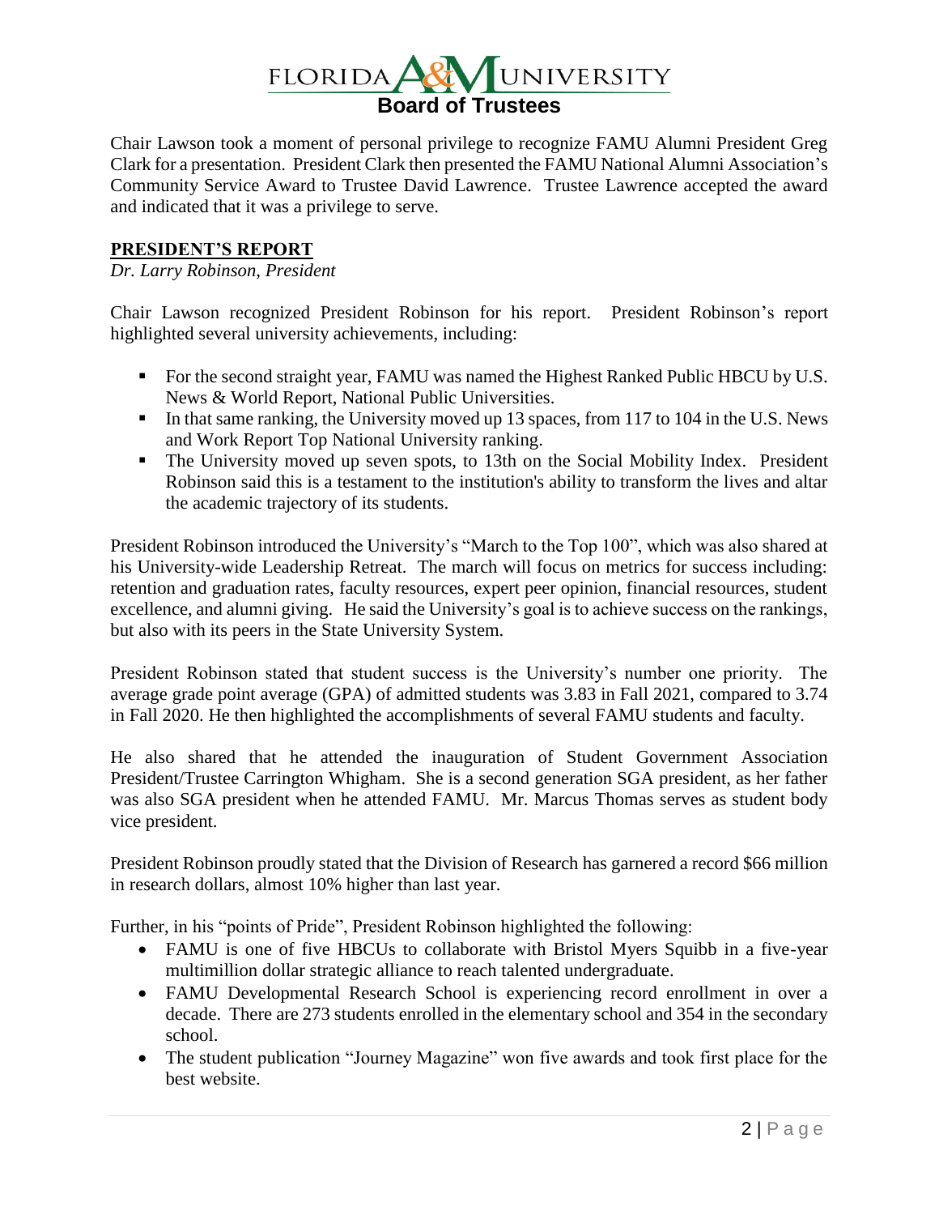Chair Lawson took a moment of personal privilege to recognize FAMU Alumni President Greg Clark for a presentation. President Clark then presented the FAMU National Alumni Association's Community Service Award to Trustee David Lawrence. Trustee Lawrence accepted the award and indicated that it was a privilege to serve.

## PRESIDENT'S REPORT

*Dr. Larry Robinson, President*

Chair Lawson recognized President Robinson for his report. President Robinson's report highlighted several university achievements, including:

- For the second straight year, FAMU was named the Highest Ranked Public HBCU by U.S. News & World Report, National Public Universities.
- In that same ranking, the University moved up 13 spaces, from 117 to 104 in the U.S. News and Work Report Top National University ranking.
- The University moved up seven spots, to 13th on the Social Mobility Index. President Robinson said this is a testament to the institution's ability to transform the lives and altar the academic trajectory of its students.

President Robinson introduced the University's "March to the Top 100", which was also shared at his University-wide Leadership Retreat. The march will focus on metrics for success including: retention and graduation rates, faculty resources, expert peer opinion, financial resources, student excellence, and alumni giving. He said the University's goal is to achieve success on the rankings, but also with its peers in the State University System.

President Robinson stated that student success is the University's number one priority. The average grade point average (GPA) of admitted students was 3.83 in Fall 2021, compared to 3.74 in Fall 2020. He then highlighted the accomplishments of several FAMU students and faculty.

He also shared that he attended the inauguration of Student Government Association President/Trustee Carrington Whigham. She is a second generation SGA president, as her father was also SGA president when he attended FAMU. Mr. Marcus Thomas serves as student body vice president.

President Robinson proudly stated that the Division of Research has garnered a record $66 million in research dollars, almost 10% higher than last year.

Further, in his "points of Pride", President Robinson highlighted the following:

- FAMU is one of five HBCUs to collaborate with Bristol Myers Squibb in a five-year multimillion dollar strategic alliance to reach talented undergraduate.
- FAMU Developmental Research School is experiencing record enrollment in over a decade. There are 273 students enrolled in the elementary school and 354 in the secondary school.
- The student publication "Journey Magazine" won five awards and took first place for the best website.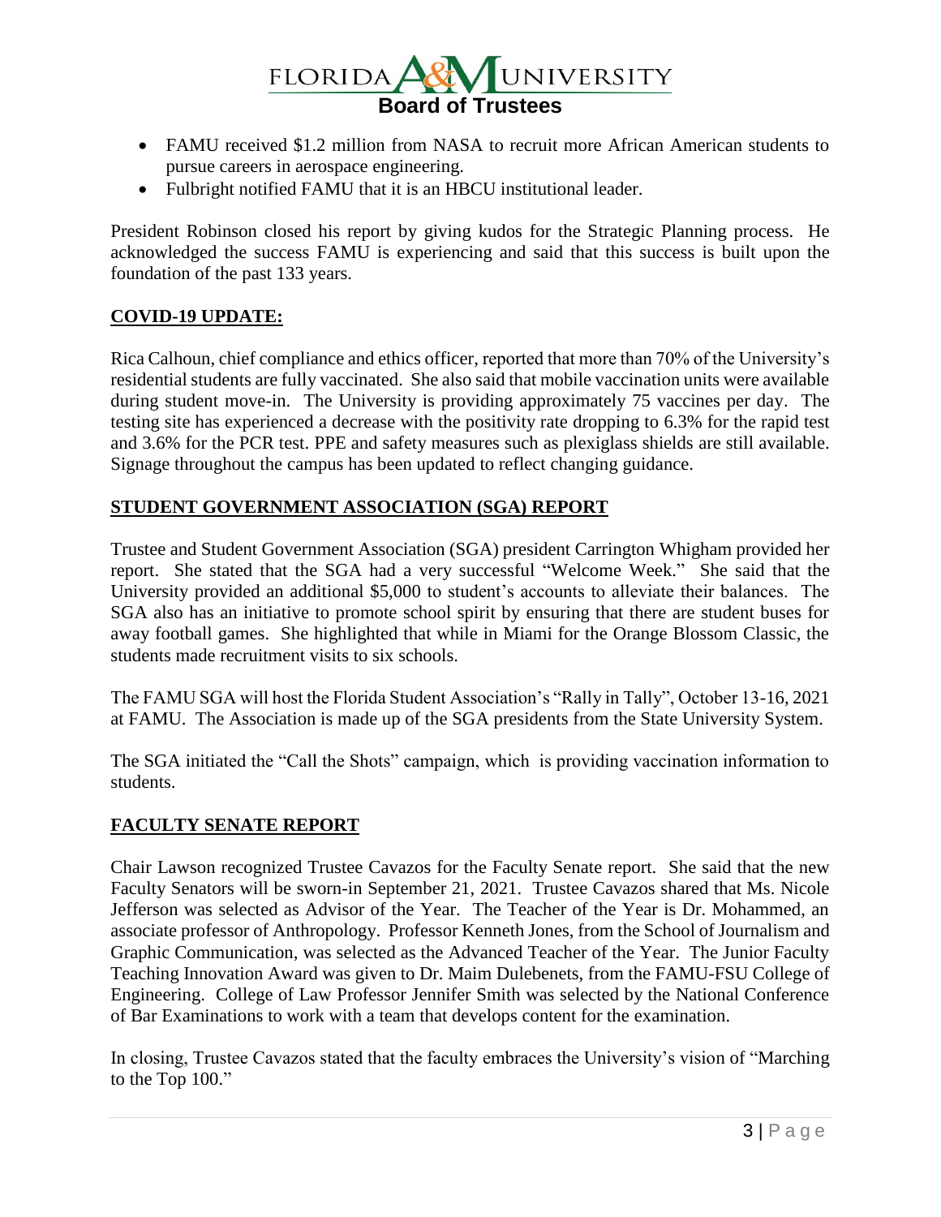- FAMU received $1.2 million from NASA to recruit more African American students to pursue careers in aerospace engineering.
- Fulbright notified FAMU that it is an HBCU institutional leader.

President Robinson closed his report by giving kudos for the Strategic Planning process. He acknowledged the success FAMU is experiencing and said that this success is built upon the foundation of the past 133 years.

## COVID-19 UPDATE:

Rica Calhoun, chief compliance and ethics officer, reported that more than 70% of the University's residential students are fully vaccinated. She also said that mobile vaccination units were available during student move-in. The University is providing approximately 75 vaccines per day. The testing site has experienced a decrease with the positivity rate dropping to 6.3% for the rapid test and 3.6% for the PCR test. PPE and safety measures such as plexiglass shields are still available. Signage throughout the campus has been updated to reflect changing guidance.

## STUDENT GOVERNMENT ASSOCIATION (SGA) REPORT

Trustee and Student Government Association (SGA) president Carrington Whigham provided her report. She stated that the SGA had a very successful "Welcome Week." She said that the University provided an additional $5,000 to student's accounts to alleviate their balances. The SGA also has an initiative to promote school spirit by ensuring that there are student buses for away football games. She highlighted that while in Miami for the Orange Blossom Classic, the students made recruitment visits to six schools.

The FAMU SGA will host the Florida Student Association's "Rally in Tally", October 13-16, 2021 at FAMU. The Association is made up of the SGA presidents from the State University System.

The SGA initiated the "Call the Shots" campaign, which is providing vaccination information to students.

## FACULTY SENATE REPORT

Chair Lawson recognized Trustee Cavazos for the Faculty Senate report. She said that the new Faculty Senators will be sworn-in September 21, 2021. Trustee Cavazos shared that Ms. Nicole Jefferson was selected as Advisor of the Year. The Teacher of the Year is Dr. Mohammed, an associate professor of Anthropology. Professor Kenneth Jones, from the School of Journalism and Graphic Communication, was selected as the Advanced Teacher of the Year. The Junior Faculty Teaching Innovation Award was given to Dr. Maim Dulebenets, from the FAMU-FSU College of Engineering. College of Law Professor Jennifer Smith was selected by the National Conference of Bar Examinations to work with a team that develops content for the examination.

In closing, Trustee Cavazos stated that the faculty embraces the University's vision of "Marching to the Top 100."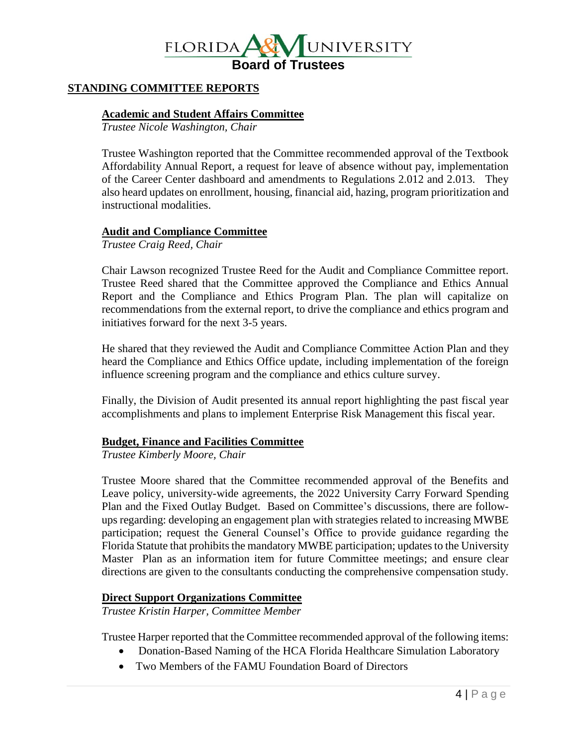## STANDING COMMITTEE REPORTS

### Academic and Student Affairs Committee

*Trustee Nicole Washington, Chair*

Trustee Washington reported that the Committee recommended approval of the Textbook Affordability Annual Report, a request for leave of absence without pay, implementation of the Career Center dashboard and amendments to Regulations 2.012 and 2.013. They also heard updates on enrollment, housing, financial aid, hazing, program prioritization and instructional modalities.

### Audit and Compliance Committee

*Trustee Craig Reed, Chair*

Chair Lawson recognized Trustee Reed for the Audit and Compliance Committee report. Trustee Reed shared that the Committee approved the Compliance and Ethics Annual Report and the Compliance and Ethics Program Plan. The plan will capitalize on recommendations from the external report, to drive the compliance and ethics program and initiatives forward for the next 3-5 years.

He shared that they reviewed the Audit and Compliance Committee Action Plan and they heard the Compliance and Ethics Office update, including implementation of the foreign influence screening program and the compliance and ethics culture survey.

Finally, the Division of Audit presented its annual report highlighting the past fiscal year accomplishments and plans to implement Enterprise Risk Management this fiscal year.

### Budget, Finance and Facilities Committee

*Trustee Kimberly Moore, Chair*

Trustee Moore shared that the Committee recommended approval of the Benefits and Leave policy, university-wide agreements, the 2022 University Carry Forward Spending Plan and the Fixed Outlay Budget. Based on Committee's discussions, there are follow-ups regarding: developing an engagement plan with strategies related to increasing MWBE participation; request the General Counsel's Office to provide guidance regarding the Florida Statute that prohibits the mandatory MWBE participation; updates to the University Master Plan as an information item for future Committee meetings; and ensure clear directions are given to the consultants conducting the comprehensive compensation study.

### Direct Support Organizations Committee

*Trustee Kristin Harper, Committee Member*

Trustee Harper reported that the Committee recommended approval of the following items:

- Donation-Based Naming of the HCA Florida Healthcare Simulation Laboratory
- Two Members of the FAMU Foundation Board of Directors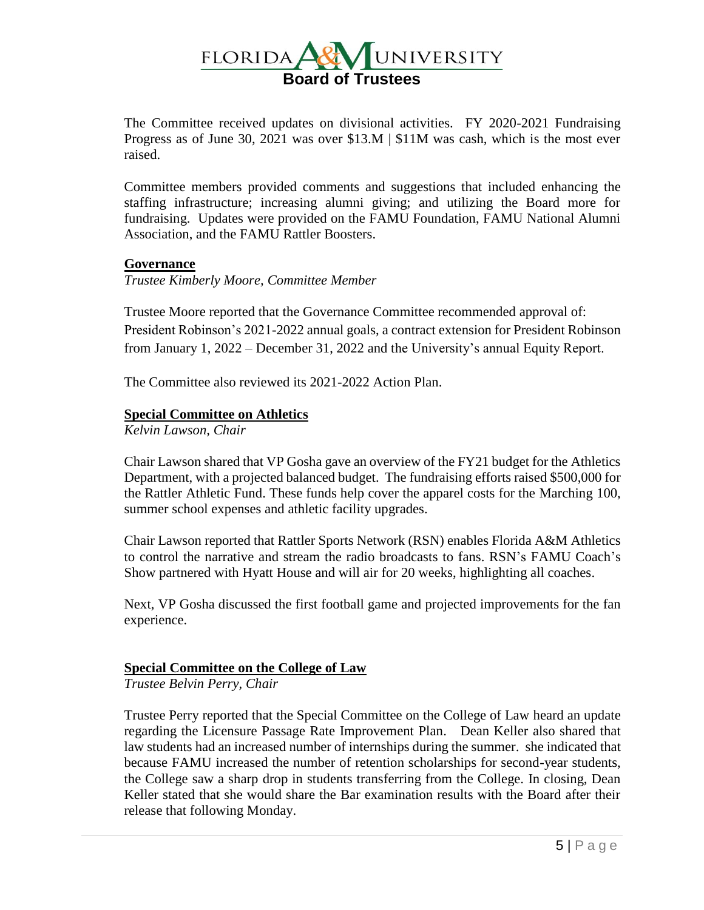The Committee received updates on divisional activities. FY 2020-2021 Fundraising Progress as of June 30, 2021 was over $13.M | $11M was cash, which is the most ever raised.

Committee members provided comments and suggestions that included enhancing the staffing infrastructure; increasing alumni giving; and utilizing the Board more for fundraising. Updates were provided on the FAMU Foundation, FAMU National Alumni Association, and the FAMU Rattler Boosters.

**Governance**

*Trustee Kimberly Moore, Committee Member*

Trustee Moore reported that the Governance Committee recommended approval of: President Robinson's 2021-2022 annual goals, a contract extension for President Robinson from January 1, 2022 – December 31, 2022 and the University's annual Equity Report.

The Committee also reviewed its 2021-2022 Action Plan.

**Special Committee on Athletics**

*Kelvin Lawson, Chair*

Chair Lawson shared that VP Gosha gave an overview of the FY21 budget for the Athletics Department, with a projected balanced budget. The fundraising efforts raised $500,000 for the Rattler Athletic Fund. These funds help cover the apparel costs for the Marching 100, summer school expenses and athletic facility upgrades.

Chair Lawson reported that Rattler Sports Network (RSN) enables Florida A&M Athletics to control the narrative and stream the radio broadcasts to fans. RSN's FAMU Coach's Show partnered with Hyatt House and will air for 20 weeks, highlighting all coaches.

Next, VP Gosha discussed the first football game and projected improvements for the fan experience.

**Special Committee on the College of Law**

*Trustee Belvin Perry, Chair*

Trustee Perry reported that the Special Committee on the College of Law heard an update regarding the Licensure Passage Rate Improvement Plan. Dean Keller also shared that law students had an increased number of internships during the summer. she indicated that because FAMU increased the number of retention scholarships for second-year students, the College saw a sharp drop in students transferring from the College. In closing, Dean Keller stated that she would share the Bar examination results with the Board after their release that following Monday.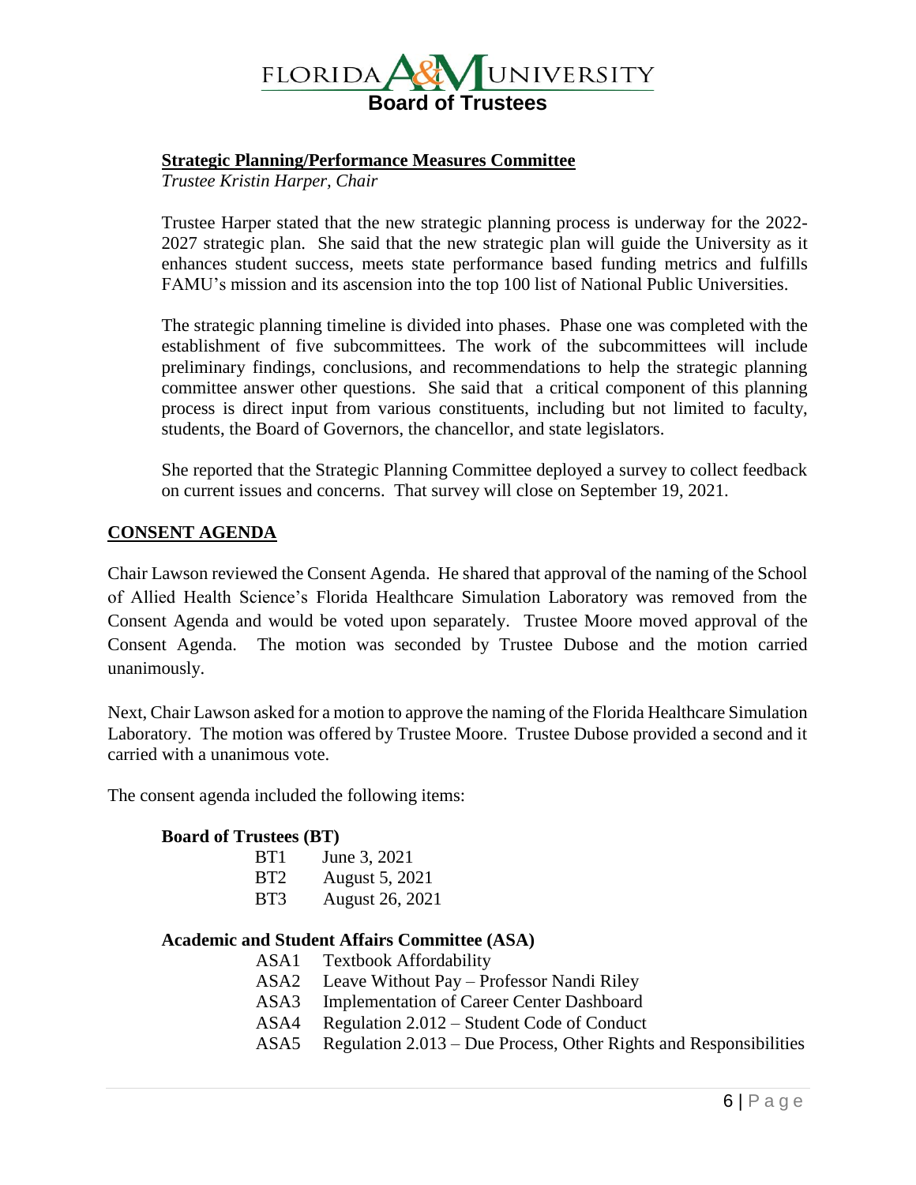**Strategic Planning/Performance Measures Committee**

*Trustee Kristin Harper, Chair*

Trustee Harper stated that the new strategic planning process is underway for the 2022-2027 strategic plan. She said that the new strategic plan will guide the University as it enhances student success, meets state performance based funding metrics and fulfills FAMU's mission and its ascension into the top 100 list of National Public Universities.

The strategic planning timeline is divided into phases. Phase one was completed with the establishment of five subcommittees. The work of the subcommittees will include preliminary findings, conclusions, and recommendations to help the strategic planning committee answer other questions. She said that a critical component of this planning process is direct input from various constituents, including but not limited to faculty, students, the Board of Governors, the chancellor, and state legislators.

She reported that the Strategic Planning Committee deployed a survey to collect feedback on current issues and concerns. That survey will close on September 19, 2021.

## CONSENT AGENDA

Chair Lawson reviewed the Consent Agenda. He shared that approval of the naming of the School of Allied Health Science's Florida Healthcare Simulation Laboratory was removed from the Consent Agenda and would be voted upon separately. Trustee Moore moved approval of the Consent Agenda. The motion was seconded by Trustee Dubose and the motion carried unanimously.

Next, Chair Lawson asked for a motion to approve the naming of the Florida Healthcare Simulation Laboratory. The motion was offered by Trustee Moore. Trustee Dubose provided a second and it carried with a unanimous vote.

The consent agenda included the following items:

**Board of Trustees (BT)**

- BT1 June 3, 2021
- BT2 August 5, 2021
- BT3 August 26, 2021

**Academic and Student Affairs Committee (ASA)**

- ASA1 Textbook Affordability
- ASA2 Leave Without Pay – Professor Nandi Riley
- ASA3 Implementation of Career Center Dashboard
- ASA4 Regulation 2.012 – Student Code of Conduct
- ASA5 Regulation 2.013 – Due Process, Other Rights and Responsibilities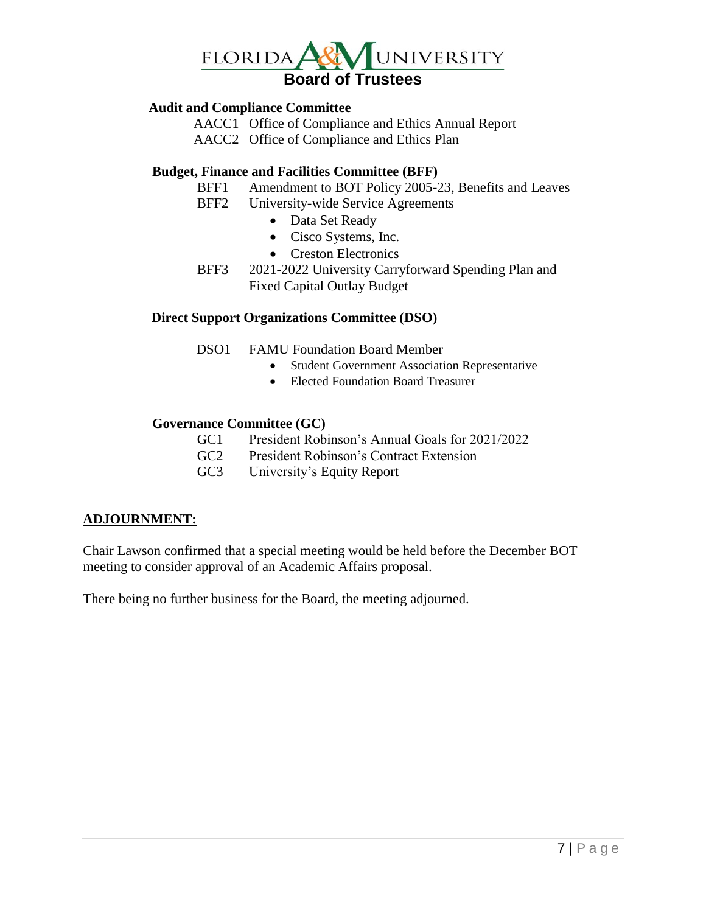**Audit and Compliance Committee**

AACC1 Office of Compliance and Ethics Annual Report

AACC2 Office of Compliance and Ethics Plan

**Budget, Finance and Facilities Committee (BFF)**

BFF1 Amendment to BOT Policy 2005-23, Benefits and Leaves

BFF2 University-wide Service Agreements

- Data Set Ready
- Cisco Systems, Inc.
- Creston Electronics

BFF3 2021-2022 University Carryforward Spending Plan and Fixed Capital Outlay Budget

**Direct Support Organizations Committee (DSO)**

DSO1 FAMU Foundation Board Member

- Student Government Association Representative
- Elected Foundation Board Treasurer

**Governance Committee (GC)**

GC1 President Robinson's Annual Goals for 2021/2022

GC2 President Robinson's Contract Extension

GC3 University's Equity Report

**ADJOURNMENT:**

Chair Lawson confirmed that a special meeting would be held before the December BOT meeting to consider approval of an Academic Affairs proposal.

There being no further business for the Board, the meeting adjourned.